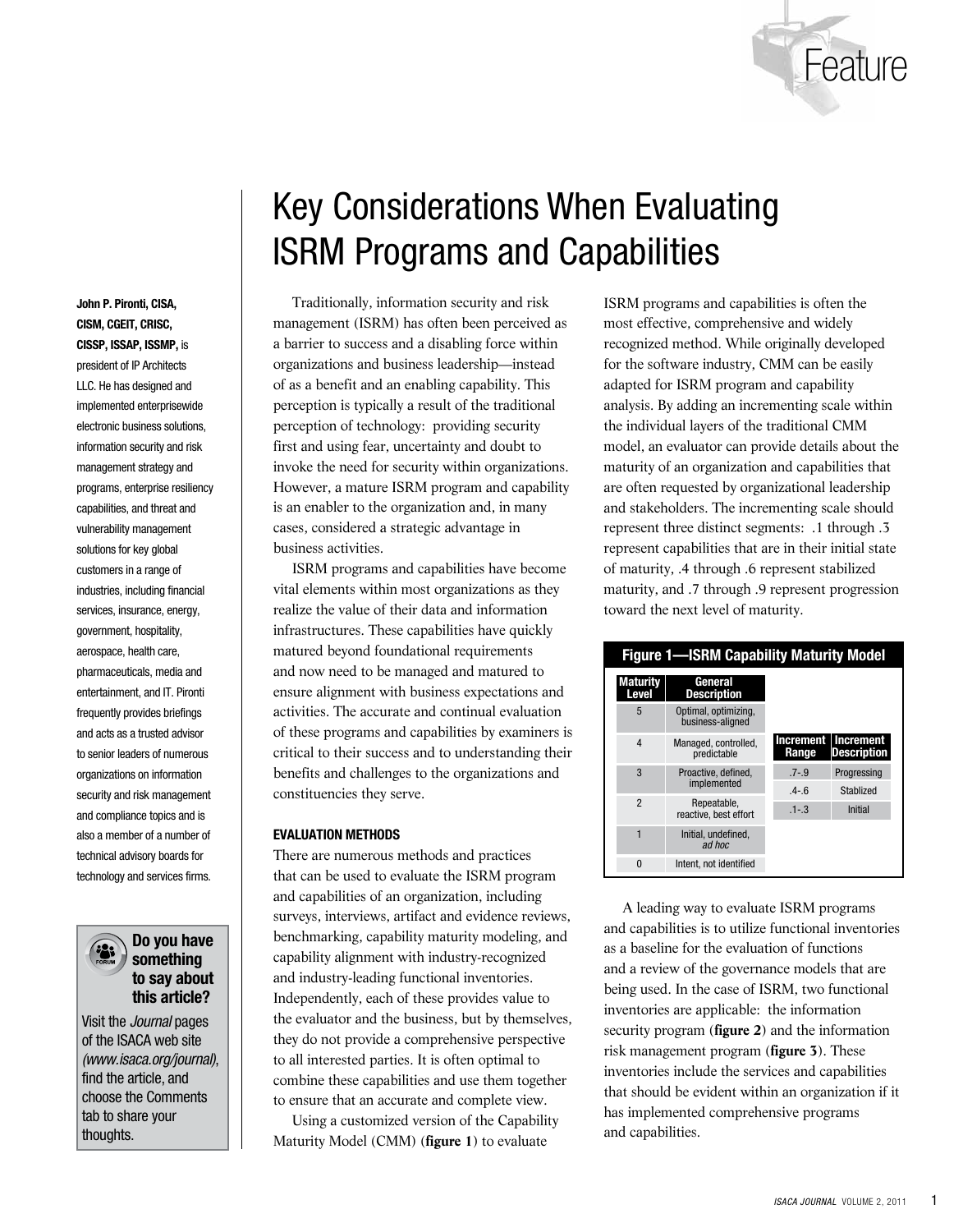# Key Considerations When Evaluating ISRM Programs and Capabilities

**John P. Pironti, CISA, CISM, CGEIT, CRISC, CISSP, ISSAP, ISSMP,** is president of IP Architects LLC. He has designed and implemented enterprisewide electronic business solutions, information security and risk management strategy and programs, enterprise resiliency capabilities, and threat and vulnerability management solutions for key global customers in a range of industries, including financial services, insurance, energy, government, hospitality, aerospace, health care, pharmaceuticals, media and entertainment, and IT. Pironti frequently provides briefings and acts as a trusted advisor to senior leaders of numerous organizations on information security and risk management and compliance topics and is also a member of a number of technical advisory boards for technology and services firms.

**Do you have something to say about this article?**

Visit the *Journal* pages of the ISACA web site *(www.isaca.org/journal)*, find the article, and choose the Comments tab to share your thoughts.

Traditionally, information security and risk management (ISRM) has often been perceived as a barrier to success and a disabling force within organizations and business leadership—instead of as a benefit and an enabling capability. This perception is typically a result of the traditional perception of technology: providing security first and using fear, uncertainty and doubt to invoke the need for security within organizations. However, a mature ISRM program and capability is an enabler to the organization and, in many cases, considered a strategic advantage in business activities.

ISRM programs and capabilities have become vital elements within most organizations as they realize the value of their data and information infrastructures. These capabilities have quickly matured beyond foundational requirements and now need to be managed and matured to ensure alignment with business expectations and activities. The accurate and continual evaluation of these programs and capabilities by examiners is critical to their success and to understanding their benefits and challenges to the organizations and constituencies they serve.

## EVALUATION METHODS

There are numerous methods and practices that can be used to evaluate the ISRM program and capabilities of an organization, including surveys, interviews, artifact and evidence reviews, benchmarking, capability maturity modeling, and capability alignment with industry-recognized and industry-leading functional inventories. Independently, each of these provides value to the evaluator and the business, but by themselves, they do not provide a comprehensive perspective to all interested parties. It is often optimal to combine these capabilities and use them together to ensure that an accurate and complete view.

Using a customized version of the Capability Maturity Model (CMM) (**figure 1**) to evaluate ISRM programs and capabilities is often the most effective, comprehensive and widely recognized method. While originally developed for the software industry, CMM can be easily adapted for ISRM program and capability analysis. By adding an incrementing scale within the individual layers of the traditional CMM model, an evaluator can provide details about the maturity of an organization and capabilities that are often requested by organizational leadership and stakeholders. The incrementing scale should represent three distinct segments: .1 through .3 represent capabilities that are in their initial state of maturity, .4 through .6 represent stabilized maturity, and .7 through .9 represent progression toward the next level of maturity.

**Figure 1—ISRM Capability Maturity Model**

| Maturity Level | General Description |
|---|---|
| 5 | Optimal, optimizing, business-aligned |
| 4 | Managed, controlled, predictable |
| 3 | Proactive, defined, implemented |
| 2 | Repeatable, reactive, best effort |
| 1 | Initial, undefined, *ad hoc* |
| 0 | Intent, not identified |

| Increment Range | Increment Description |
|---|---|
| .7-.9 | Progressing |
| .4-.6 | Stablized |
| .1-.3 | Initial |

A leading way to evaluate ISRM programs and capabilities is to utilize functional inventories as a baseline for the evaluation of functions and a review of the governance models that are being used. In the case of ISRM, two functional inventories are applicable: the information security program (**figure 2**) and the information risk management program (**figure 3**). These inventories include the services and capabilities that should be evident within an organization if it has implemented comprehensive programs and capabilities.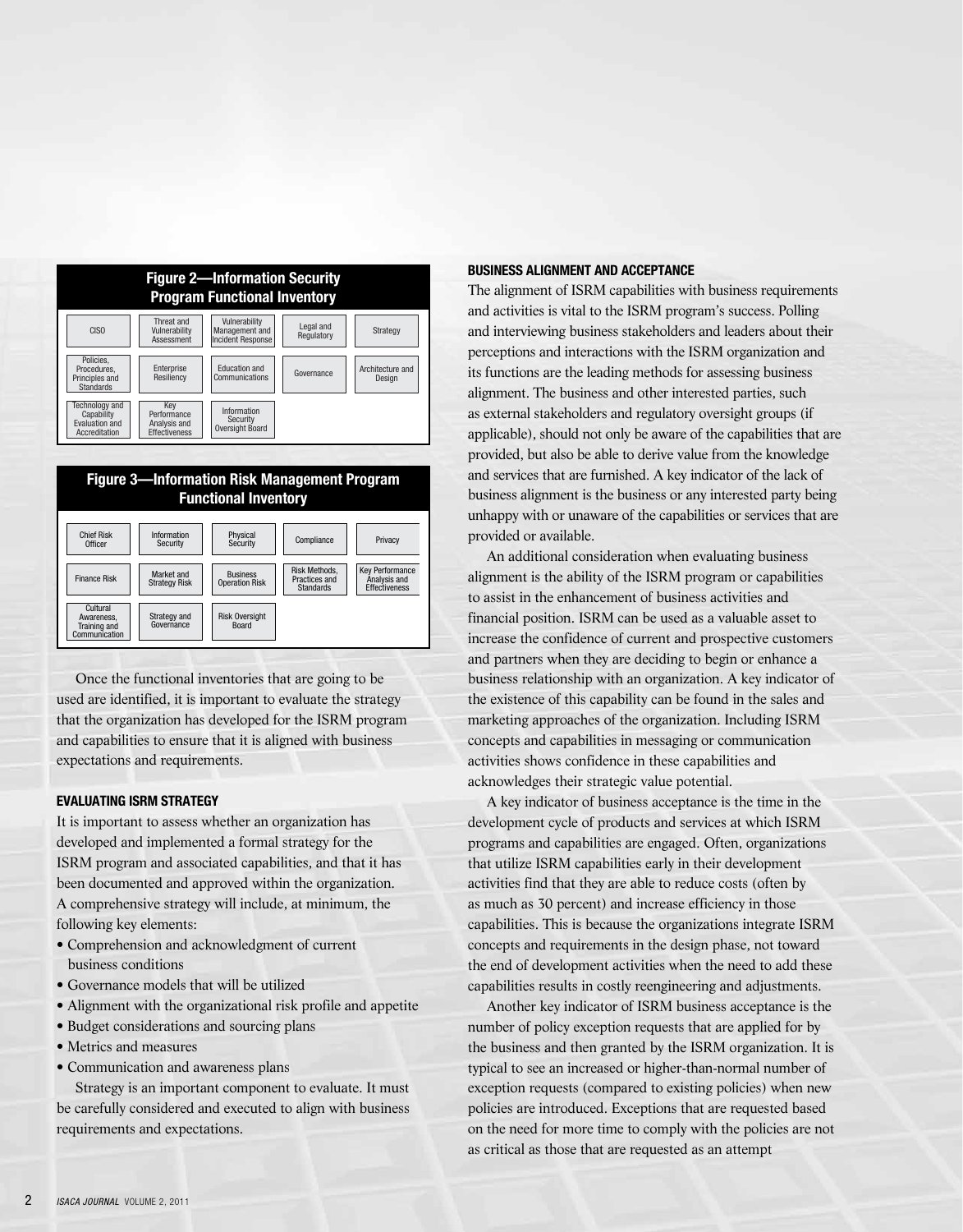**Figure 2—Information Security Program Functional Inventory**

| | | | | |
|---|---|---|---|---|
| CISO | Threat and Vulnerability Assessment | Vulnerability Management and Incident Response | Legal and Regulatory | Strategy |
| Policies, Procedures, Principles and Standards | Enterprise Resiliency | Education and Communications | Governance | Architecture and Design |
| Technology and Capability Evaluation and Accreditation | Key Performance Analysis and Effectiveness | Information Security Oversight Board | | |

**Figure 3—Information Risk Management Program Functional Inventory**

| | | | | |
|---|---|---|---|---|
| Chief Risk Officer | Information Security | Physical Security | Compliance | Privacy |
| Finance Risk | Market and Strategy Risk | Business Operation Risk | Risk Methods, Practices and Standards | Key Performance Analysis and Effectiveness |
| Cultural Awareness, Training and Communication | Strategy and Governance | Risk Oversight Board | | |

Once the functional inventories that are going to be used are identified, it is important to evaluate the strategy that the organization has developed for the ISRM program and capabilities to ensure that it is aligned with business expectations and requirements.

### EVALUATING ISRM STRATEGY

It is important to assess whether an organization has developed and implemented a formal strategy for the ISRM program and associated capabilities, and that it has been documented and approved within the organization. A comprehensive strategy will include, at minimum, the following key elements:

- Comprehension and acknowledgment of current business conditions
- Governance models that will be utilized
- Alignment with the organizational risk profile and appetite
- Budget considerations and sourcing plans
- Metrics and measures
- Communication and awareness plans

Strategy is an important component to evaluate. It must be carefully considered and executed to align with business requirements and expectations.

### BUSINESS ALIGNMENT AND ACCEPTANCE

The alignment of ISRM capabilities with business requirements and activities is vital to the ISRM program's success. Polling and interviewing business stakeholders and leaders about their perceptions and interactions with the ISRM organization and its functions are the leading methods for assessing business alignment. The business and other interested parties, such as external stakeholders and regulatory oversight groups (if applicable), should not only be aware of the capabilities that are provided, but also be able to derive value from the knowledge and services that are furnished. A key indicator of the lack of business alignment is the business or any interested party being unhappy with or unaware of the capabilities or services that are provided or available.

An additional consideration when evaluating business alignment is the ability of the ISRM program or capabilities to assist in the enhancement of business activities and financial position. ISRM can be used as a valuable asset to increase the confidence of current and prospective customers and partners when they are deciding to begin or enhance a business relationship with an organization. A key indicator of the existence of this capability can be found in the sales and marketing approaches of the organization. Including ISRM concepts and capabilities in messaging or communication activities shows confidence in these capabilities and acknowledges their strategic value potential.

A key indicator of business acceptance is the time in the development cycle of products and services at which ISRM programs and capabilities are engaged. Often, organizations that utilize ISRM capabilities early in their development activities find that they are able to reduce costs (often by as much as 30 percent) and increase efficiency in those capabilities. This is because the organizations integrate ISRM concepts and requirements in the design phase, not toward the end of development activities when the need to add these capabilities results in costly reengineering and adjustments.

Another key indicator of ISRM business acceptance is the number of policy exception requests that are applied for by the business and then granted by the ISRM organization. It is typical to see an increased or higher-than-normal number of exception requests (compared to existing policies) when new policies are introduced. Exceptions that are requested based on the need for more time to comply with the policies are not as critical as those that are requested as an attempt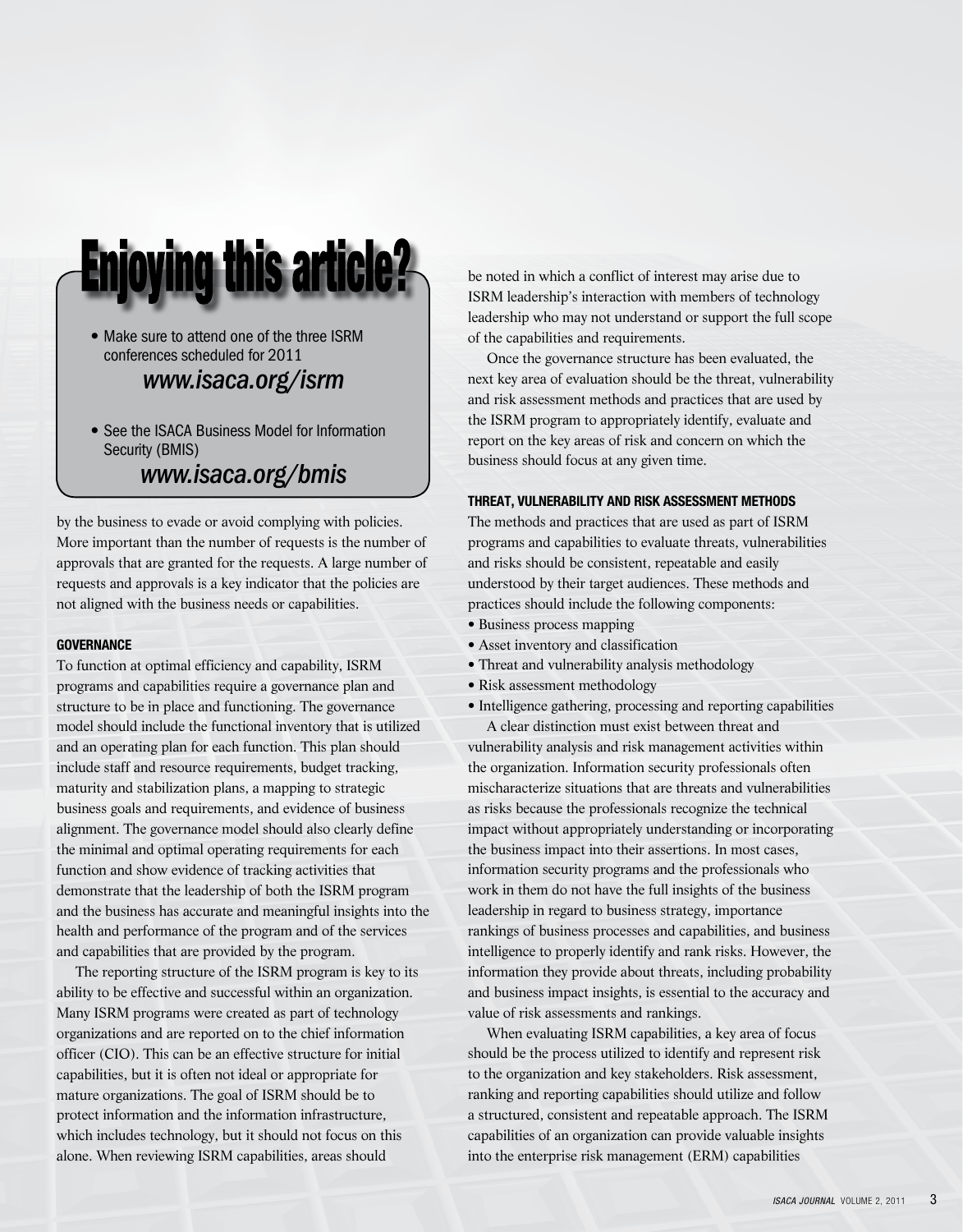## Enjoying this article?

- Make sure to attend one of the three ISRM conferences scheduled for 2011 *www.isaca.org/isrm*
- See the ISACA Business Model for Information Security (BMIS) *www.isaca.org/bmis*

by the business to evade or avoid complying with policies. More important than the number of requests is the number of approvals that are granted for the requests. A large number of requests and approvals is a key indicator that the policies are not aligned with the business needs or capabilities.

### GOVERNANCE

To function at optimal efficiency and capability, ISRM programs and capabilities require a governance plan and structure to be in place and functioning. The governance model should include the functional inventory that is utilized and an operating plan for each function. This plan should include staff and resource requirements, budget tracking, maturity and stabilization plans, a mapping to strategic business goals and requirements, and evidence of business alignment. The governance model should also clearly define the minimal and optimal operating requirements for each function and show evidence of tracking activities that demonstrate that the leadership of both the ISRM program and the business has accurate and meaningful insights into the health and performance of the program and of the services and capabilities that are provided by the program.

The reporting structure of the ISRM program is key to its ability to be effective and successful within an organization. Many ISRM programs were created as part of technology organizations and are reported on to the chief information officer (CIO). This can be an effective structure for initial capabilities, but it is often not ideal or appropriate for mature organizations. The goal of ISRM should be to protect information and the information infrastructure, which includes technology, but it should not focus on this alone. When reviewing ISRM capabilities, areas should be noted in which a conflict of interest may arise due to ISRM leadership's interaction with members of technology leadership who may not understand or support the full scope of the capabilities and requirements.

Once the governance structure has been evaluated, the next key area of evaluation should be the threat, vulnerability and risk assessment methods and practices that are used by the ISRM program to appropriately identify, evaluate and report on the key areas of risk and concern on which the business should focus at any given time.

### THREAT, VULNERABILITY AND RISK ASSESSMENT METHODS

The methods and practices that are used as part of ISRM programs and capabilities to evaluate threats, vulnerabilities and risks should be consistent, repeatable and easily understood by their target audiences. These methods and practices should include the following components:

- Business process mapping
- Asset inventory and classification
- Threat and vulnerability analysis methodology
- Risk assessment methodology
- Intelligence gathering, processing and reporting capabilities

A clear distinction must exist between threat and vulnerability analysis and risk management activities within the organization. Information security professionals often mischaracterize situations that are threats and vulnerabilities as risks because the professionals recognize the technical impact without appropriately understanding or incorporating the business impact into their assertions. In most cases, information security programs and the professionals who work in them do not have the full insights of the business leadership in regard to business strategy, importance rankings of business processes and capabilities, and business intelligence to properly identify and rank risks. However, the information they provide about threats, including probability and business impact insights, is essential to the accuracy and value of risk assessments and rankings.

When evaluating ISRM capabilities, a key area of focus should be the process utilized to identify and represent risk to the organization and key stakeholders. Risk assessment, ranking and reporting capabilities should utilize and follow a structured, consistent and repeatable approach. The ISRM capabilities of an organization can provide valuable insights into the enterprise risk management (ERM) capabilities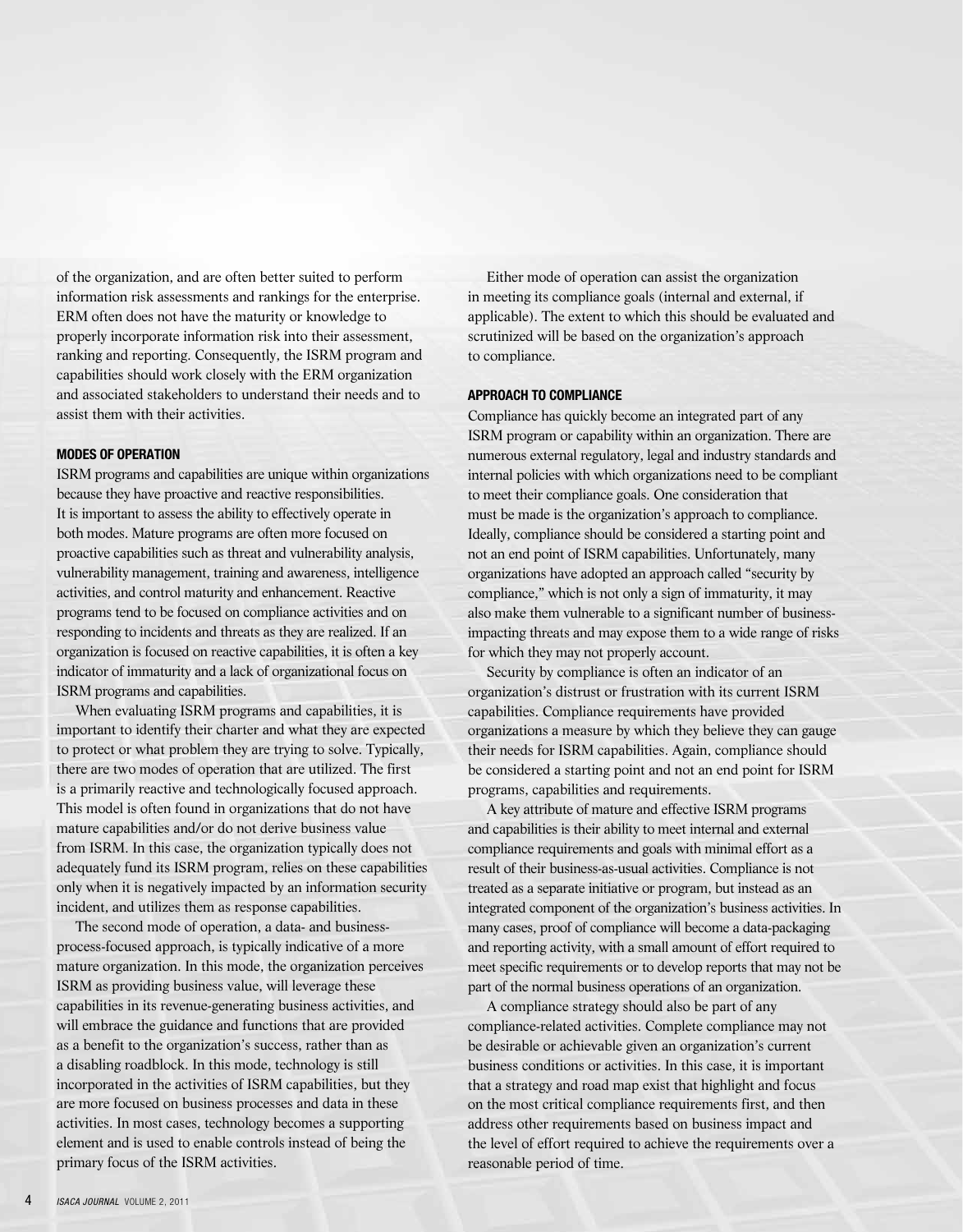of the organization, and are often better suited to perform information risk assessments and rankings for the enterprise. ERM often does not have the maturity or knowledge to properly incorporate information risk into their assessment, ranking and reporting. Consequently, the ISRM program and capabilities should work closely with the ERM organization and associated stakeholders to understand their needs and to assist them with their activities.

### MODES OF OPERATION

ISRM programs and capabilities are unique within organizations because they have proactive and reactive responsibilities. It is important to assess the ability to effectively operate in both modes. Mature programs are often more focused on proactive capabilities such as threat and vulnerability analysis, vulnerability management, training and awareness, intelligence activities, and control maturity and enhancement. Reactive programs tend to be focused on compliance activities and on responding to incidents and threats as they are realized. If an organization is focused on reactive capabilities, it is often a key indicator of immaturity and a lack of organizational focus on ISRM programs and capabilities.

When evaluating ISRM programs and capabilities, it is important to identify their charter and what they are expected to protect or what problem they are trying to solve. Typically, there are two modes of operation that are utilized. The first is a primarily reactive and technologically focused approach. This model is often found in organizations that do not have mature capabilities and/or do not derive business value from ISRM. In this case, the organization typically does not adequately fund its ISRM program, relies on these capabilities only when it is negatively impacted by an information security incident, and utilizes them as response capabilities.

The second mode of operation, a data- and business-process-focused approach, is typically indicative of a more mature organization. In this mode, the organization perceives ISRM as providing business value, will leverage these capabilities in its revenue-generating business activities, and will embrace the guidance and functions that are provided as a benefit to the organization's success, rather than as a disabling roadblock. In this mode, technology is still incorporated in the activities of ISRM capabilities, but they are more focused on business processes and data in these activities. In most cases, technology becomes a supporting element and is used to enable controls instead of being the primary focus of the ISRM activities.

Either mode of operation can assist the organization in meeting its compliance goals (internal and external, if applicable). The extent to which this should be evaluated and scrutinized will be based on the organization's approach to compliance.

### APPROACH TO COMPLIANCE

Compliance has quickly become an integrated part of any ISRM program or capability within an organization. There are numerous external regulatory, legal and industry standards and internal policies with which organizations need to be compliant to meet their compliance goals. One consideration that must be made is the organization's approach to compliance. Ideally, compliance should be considered a starting point and not an end point of ISRM capabilities. Unfortunately, many organizations have adopted an approach called "security by compliance," which is not only a sign of immaturity, it may also make them vulnerable to a significant number of business-impacting threats and may expose them to a wide range of risks for which they may not properly account.

Security by compliance is often an indicator of an organization's distrust or frustration with its current ISRM capabilities. Compliance requirements have provided organizations a measure by which they believe they can gauge their needs for ISRM capabilities. Again, compliance should be considered a starting point and not an end point for ISRM programs, capabilities and requirements.

A key attribute of mature and effective ISRM programs and capabilities is their ability to meet internal and external compliance requirements and goals with minimal effort as a result of their business-as-usual activities. Compliance is not treated as a separate initiative or program, but instead as an integrated component of the organization's business activities. In many cases, proof of compliance will become a data-packaging and reporting activity, with a small amount of effort required to meet specific requirements or to develop reports that may not be part of the normal business operations of an organization.

A compliance strategy should also be part of any compliance-related activities. Complete compliance may not be desirable or achievable given an organization's current business conditions or activities. In this case, it is important that a strategy and road map exist that highlight and focus on the most critical compliance requirements first, and then address other requirements based on business impact and the level of effort required to achieve the requirements over a reasonable period of time.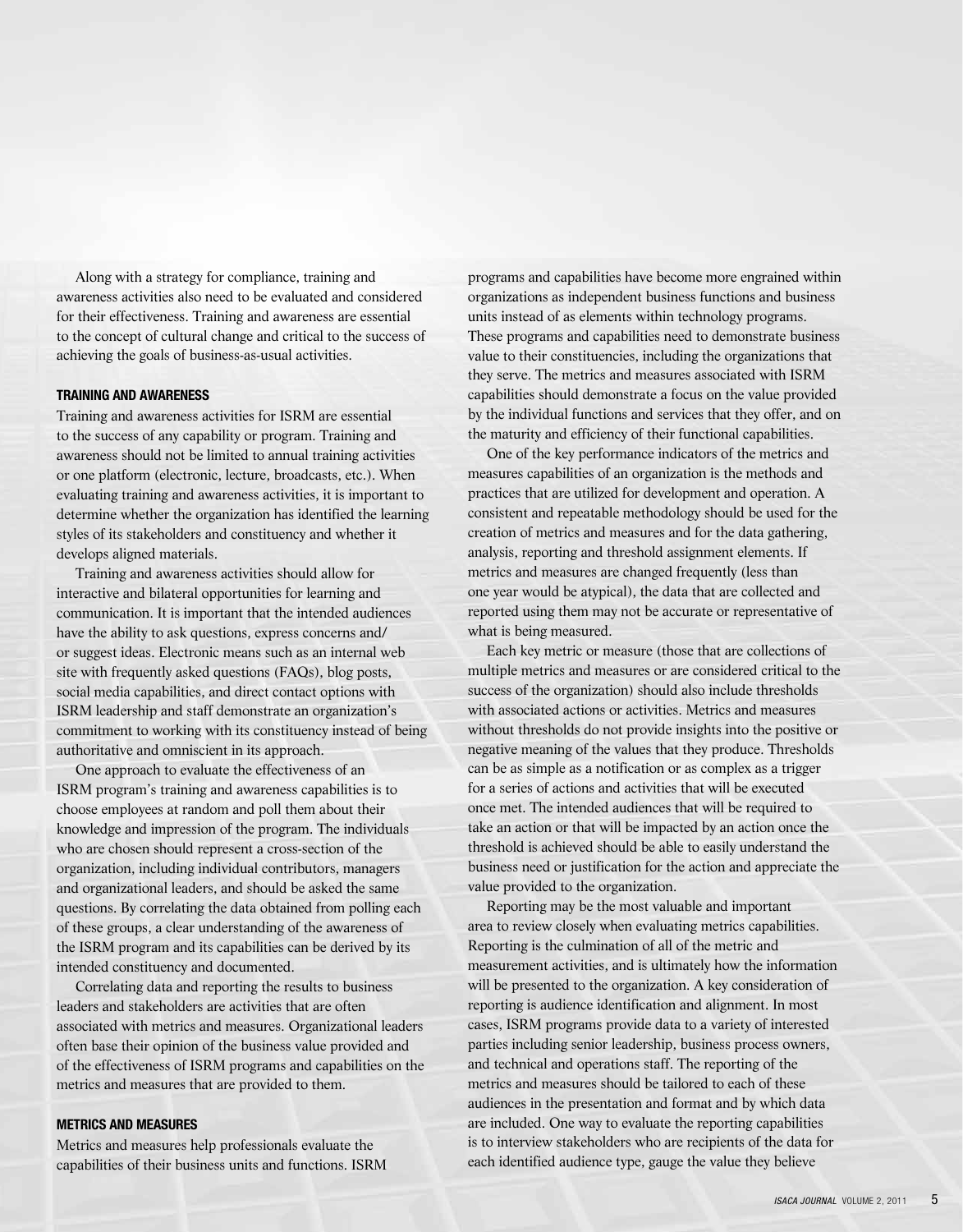Along with a strategy for compliance, training and awareness activities also need to be evaluated and considered for their effectiveness. Training and awareness are essential to the concept of cultural change and critical to the success of achieving the goals of business-as-usual activities.

## TRAINING AND AWARENESS

Training and awareness activities for ISRM are essential to the success of any capability or program. Training and awareness should not be limited to annual training activities or one platform (electronic, lecture, broadcasts, etc.). When evaluating training and awareness activities, it is important to determine whether the organization has identified the learning styles of its stakeholders and constituency and whether it develops aligned materials.

Training and awareness activities should allow for interactive and bilateral opportunities for learning and communication. It is important that the intended audiences have the ability to ask questions, express concerns and/or suggest ideas. Electronic means such as an internal web site with frequently asked questions (FAQs), blog posts, social media capabilities, and direct contact options with ISRM leadership and staff demonstrate an organization's commitment to working with its constituency instead of being authoritative and omniscient in its approach.

One approach to evaluate the effectiveness of an ISRM program's training and awareness capabilities is to choose employees at random and poll them about their knowledge and impression of the program. The individuals who are chosen should represent a cross-section of the organization, including individual contributors, managers and organizational leaders, and should be asked the same questions. By correlating the data obtained from polling each of these groups, a clear understanding of the awareness of the ISRM program and its capabilities can be derived by its intended constituency and documented.

Correlating data and reporting the results to business leaders and stakeholders are activities that are often associated with metrics and measures. Organizational leaders often base their opinion of the business value provided and of the effectiveness of ISRM programs and capabilities on the metrics and measures that are provided to them.

## METRICS AND MEASURES

Metrics and measures help professionals evaluate the capabilities of their business units and functions. ISRM programs and capabilities have become more engrained within organizations as independent business functions and business units instead of as elements within technology programs. These programs and capabilities need to demonstrate business value to their constituencies, including the organizations that they serve. The metrics and measures associated with ISRM capabilities should demonstrate a focus on the value provided by the individual functions and services that they offer, and on the maturity and efficiency of their functional capabilities.

One of the key performance indicators of the metrics and measures capabilities of an organization is the methods and practices that are utilized for development and operation. A consistent and repeatable methodology should be used for the creation of metrics and measures and for the data gathering, analysis, reporting and threshold assignment elements. If metrics and measures are changed frequently (less than one year would be atypical), the data that are collected and reported using them may not be accurate or representative of what is being measured.

Each key metric or measure (those that are collections of multiple metrics and measures or are considered critical to the success of the organization) should also include thresholds with associated actions or activities. Metrics and measures without thresholds do not provide insights into the positive or negative meaning of the values that they produce. Thresholds can be as simple as a notification or as complex as a trigger for a series of actions and activities that will be executed once met. The intended audiences that will be required to take an action or that will be impacted by an action once the threshold is achieved should be able to easily understand the business need or justification for the action and appreciate the value provided to the organization.

Reporting may be the most valuable and important area to review closely when evaluating metrics capabilities. Reporting is the culmination of all of the metric and measurement activities, and is ultimately how the information will be presented to the organization. A key consideration of reporting is audience identification and alignment. In most cases, ISRM programs provide data to a variety of interested parties including senior leadership, business process owners, and technical and operations staff. The reporting of the metrics and measures should be tailored to each of these audiences in the presentation and format and by which data are included. One way to evaluate the reporting capabilities is to interview stakeholders who are recipients of the data for each identified audience type, gauge the value they believe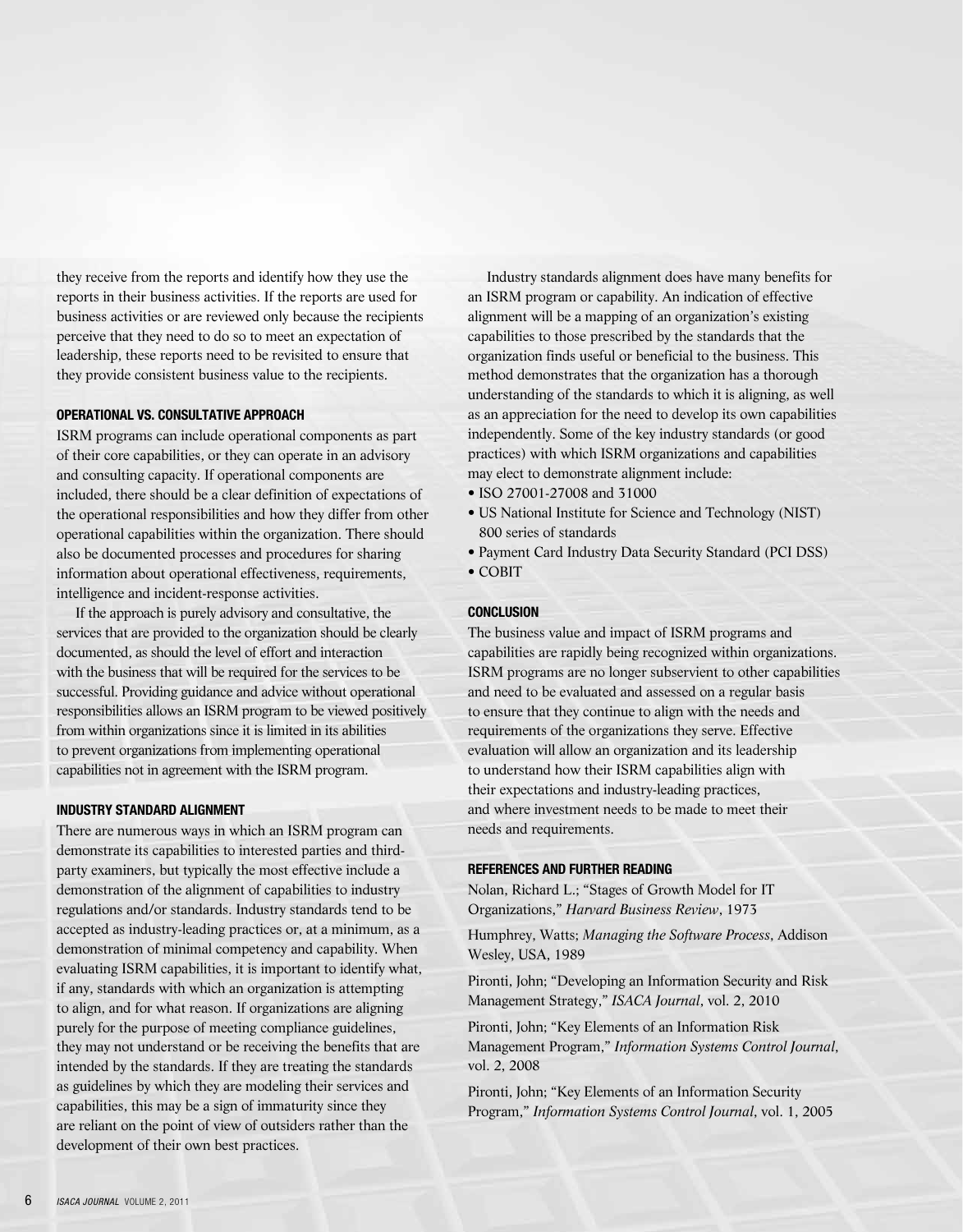they receive from the reports and identify how they use the reports in their business activities. If the reports are used for business activities or are reviewed only because the recipients perceive that they need to do so to meet an expectation of leadership, these reports need to be revisited to ensure that they provide consistent business value to the recipients.

### OPERATIONAL VS. CONSULTATIVE APPROACH

ISRM programs can include operational components as part of their core capabilities, or they can operate in an advisory and consulting capacity. If operational components are included, there should be a clear definition of expectations of the operational responsibilities and how they differ from other operational capabilities within the organization. There should also be documented processes and procedures for sharing information about operational effectiveness, requirements, intelligence and incident-response activities.

If the approach is purely advisory and consultative, the services that are provided to the organization should be clearly documented, as should the level of effort and interaction with the business that will be required for the services to be successful. Providing guidance and advice without operational responsibilities allows an ISRM program to be viewed positively from within organizations since it is limited in its abilities to prevent organizations from implementing operational capabilities not in agreement with the ISRM program.

### INDUSTRY STANDARD ALIGNMENT

There are numerous ways in which an ISRM program can demonstrate its capabilities to interested parties and third-party examiners, but typically the most effective include a demonstration of the alignment of capabilities to industry regulations and/or standards. Industry standards tend to be accepted as industry-leading practices or, at a minimum, as a demonstration of minimal competency and capability. When evaluating ISRM capabilities, it is important to identify what, if any, standards with which an organization is attempting to align, and for what reason. If organizations are aligning purely for the purpose of meeting compliance guidelines, they may not understand or be receiving the benefits that are intended by the standards. If they are treating the standards as guidelines by which they are modeling their services and capabilities, this may be a sign of immaturity since they are reliant on the point of view of outsiders rather than the development of their own best practices.

Industry standards alignment does have many benefits for an ISRM program or capability. An indication of effective alignment will be a mapping of an organization's existing capabilities to those prescribed by the standards that the organization finds useful or beneficial to the business. This method demonstrates that the organization has a thorough understanding of the standards to which it is aligning, as well as an appreciation for the need to develop its own capabilities independently. Some of the key industry standards (or good practices) with which ISRM organizations and capabilities may elect to demonstrate alignment include:

- ISO 27001-27008 and 31000
- US National Institute for Science and Technology (NIST) 800 series of standards
- Payment Card Industry Data Security Standard (PCI DSS)
- COBIT

### CONCLUSION

The business value and impact of ISRM programs and capabilities are rapidly being recognized within organizations. ISRM programs are no longer subservient to other capabilities and need to be evaluated and assessed on a regular basis to ensure that they continue to align with the needs and requirements of the organizations they serve. Effective evaluation will allow an organization and its leadership to understand how their ISRM capabilities align with their expectations and industry-leading practices, and where investment needs to be made to meet their needs and requirements.

### REFERENCES AND FURTHER READING

Nolan, Richard L.; "Stages of Growth Model for IT Organizations," *Harvard Business Review*, 1973

Humphrey, Watts; *Managing the Software Process*, Addison Wesley, USA, 1989

Pironti, John; "Developing an Information Security and Risk Management Strategy," *ISACA Journal*, vol. 2, 2010

Pironti, John; "Key Elements of an Information Risk Management Program," *Information Systems Control Journal*, vol. 2, 2008

Pironti, John; "Key Elements of an Information Security Program," *Information Systems Control Journal*, vol. 1, 2005